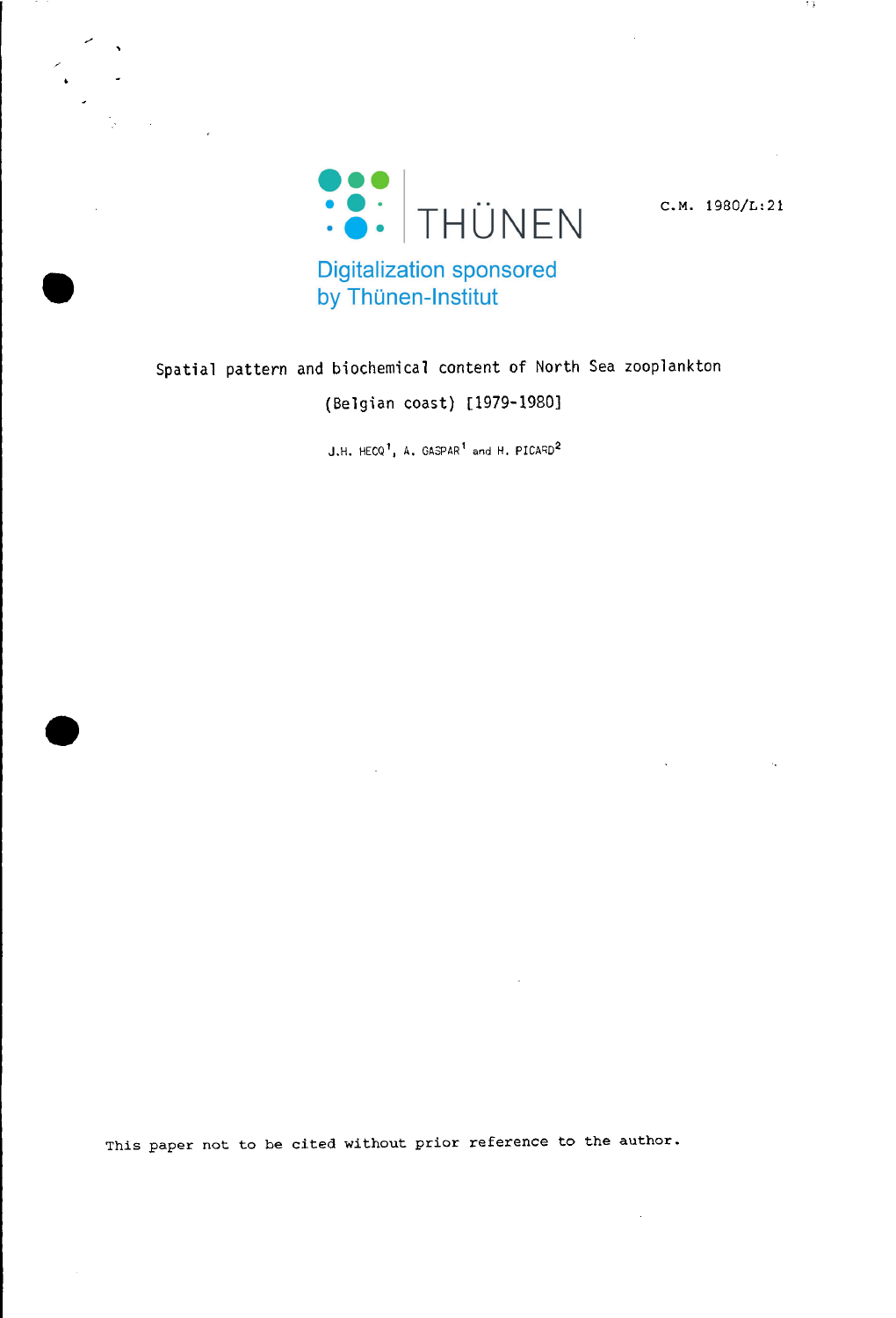C.M. 1980/L:21

Digitalization sponsored by Thünen-Institut

# Spatial pattern and biochemical content of North Sea zooplankton (Belgian coast) [1979-1980]

J.H. HECQ[1], A. GASPAR[1] and H. PICARD[2]

This paper not to be cited without prior reference to the author.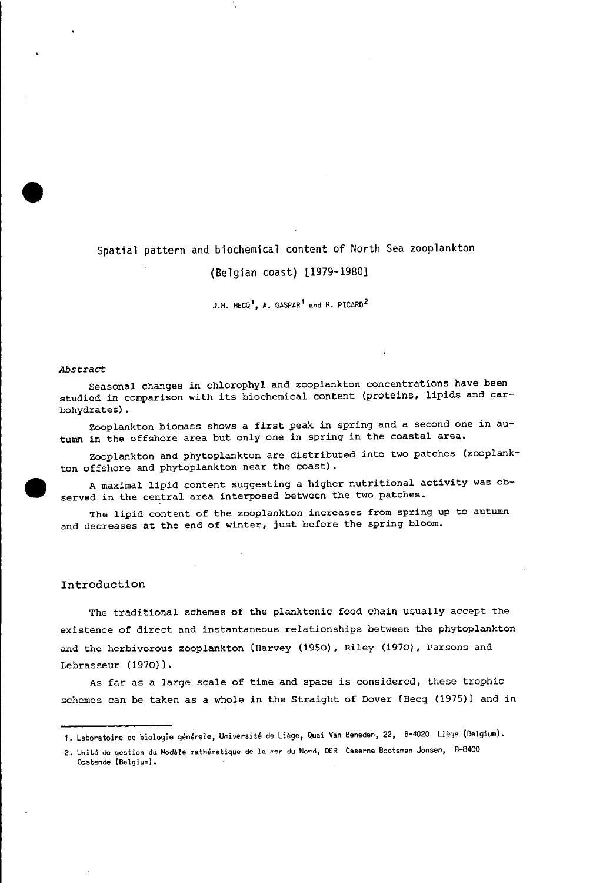# Spatial pattern and biochemical content of North Sea zooplankton

# (Belgian coast) [1979-1980]

J.H. HECQ[1], A. GASPAR[1] and H. PICARD[2]

*Abstract*

Seasonal changes in chlorophyl and zooplankton concentrations have been studied in comparison with its biochemical content (proteins, lipids and carbohydrates).

Zooplankton biomass shows a first peak in spring and a second one in autumn in the offshore area but only one in spring in the coastal area.

Zooplankton and phytoplankton are distributed into two patches (zooplankton offshore and phytoplankton near the coast).

A maximal lipid content suggesting a higher nutritional activity was observed in the central area interposed between the two patches.

The lipid content of the zooplankton increases from spring up to autumn and decreases at the end of winter, just before the spring bloom.

## Introduction

The traditional schemes of the planktonic food chain usually accept the existence of direct and instantaneous relationships between the phytoplankton and the herbivorous zooplankton (Harvey (1950), Riley (1970), Parsons and Lebrasseur (1970)).

As far as a large scale of time and space is considered, these trophic schemes can be taken as a whole in the Straight of Dover (Hecq (1975)) and in

---

1. Laboratoire de biologie générale, Université de Liège, Quai Van Beneden, 22, B-4020 Liège (Belgium).
2. Unité de gestion du Modèle mathématique de la mer du Nord, DER Caserne Bootsman Jonsen, B-8400 Oostende (Belgium).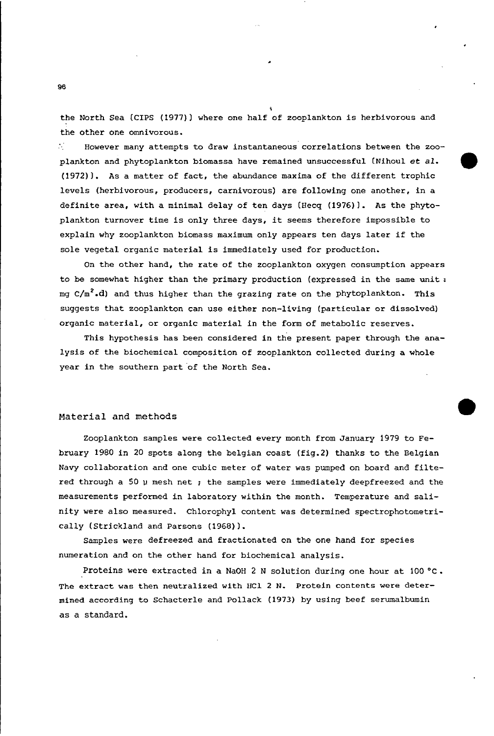the North Sea (CIPS (1977)) where one half of zooplankton is herbivorous and the other one omnivorous.

However many attempts to draw instantaneous correlations between the zooplankton and phytoplankton biomassa have remained unsuccessful (Nihoul *et al.* (1972)). As a matter of fact, the abundance maxima of the different trophic levels (herbivorous, producers, carnivorous) are following one another, in a definite area, with a minimal delay of ten days (Hecq (1976)). As the phytoplankton turnover time is only three days, it seems therefore impossible to explain why zooplankton biomass maximum only appears ten days later if the sole vegetal organic material is immediately used for production.

On the other hand, the rate of the zooplankton oxygen consumption appears to be somewhat higher than the primary production (expressed in the same unit : mg $C/m^2.d$) and thus higher than the grazing rate on the phytoplankton. This suggests that zooplankton can use either non-living (particular or dissolved) organic material, or organic material in the form of metabolic reserves.

This hypothesis has been considered in the present paper through the analysis of the biochemical composition of zooplankton collected during a whole year in the southern part of the North Sea.

## Material and methods

Zooplankton samples were collected every month from January 1979 to February 1980 in 20 spots along the belgian coast (fig.2) thanks to the Belgian Navy collaboration and one cubic meter of water was pumped on board and filtered through a 50 µ mesh net ; the samples were immediately deepfreezed and the measurements performed in laboratory within the month. Temperature and salinity were also measured. Chlorophyl content was determined spectrophotometrically (Strickland and Parsons (1968)).

Samples were defreezed and fractionated on the one hand for species numeration and on the other hand for biochemical analysis.

Proteins were extracted in a NaOH 2 N solution during one hour at 100 °C. The extract was then neutralized with HCl 2 N. Protein contents were determined according to Schacterle and Pollack (1973) by using beef serumalbumin as a standard.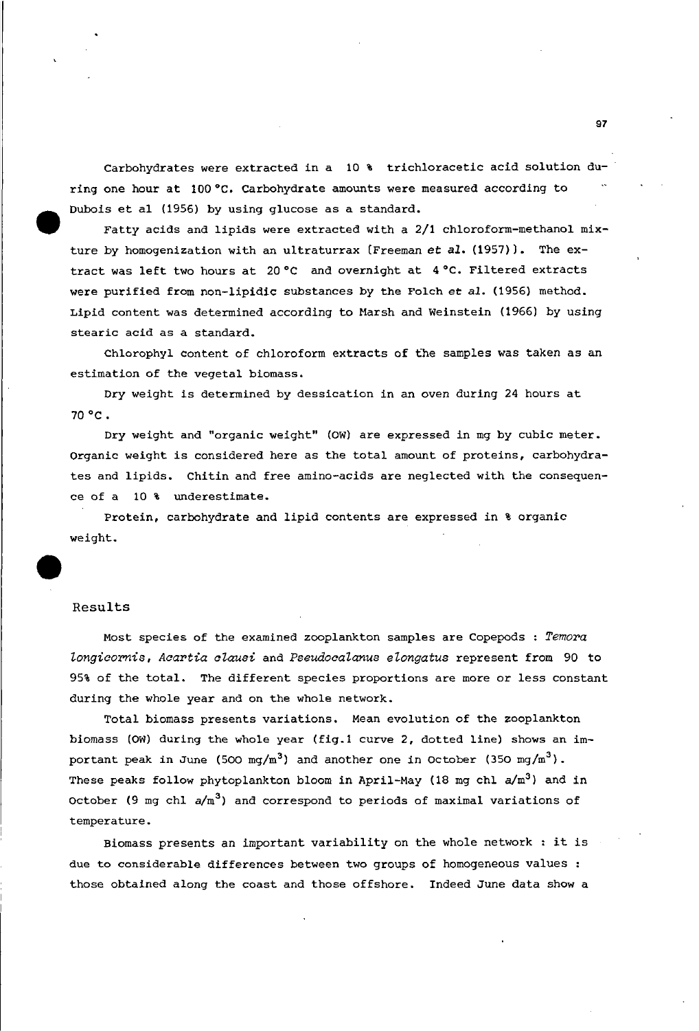Carbohydrates were extracted in a 10 % trichloracetic acid solution during one hour at 100 °C. Carbohydrate amounts were measured according to Dubois et al (1956) by using glucose as a standard.

Fatty acids and lipids were extracted with a 2/1 chloroform-methanol mixture by homogenization with an ultraturrax (Freeman *et al.* (1957)). The extract was left two hours at 20 °C and overnight at 4 °C. Filtered extracts were purified from non-lipidic substances by the Folch *et al.* (1956) method. Lipid content was determined according to Marsh and Weinstein (1966) by using stearic acid as a standard.

Chlorophyl content of chloroform extracts of the samples was taken as an estimation of the vegetal biomass.

Dry weight is determined by dessication in an oven during 24 hours at 70 °C.

Dry weight and "organic weight" (OW) are expressed in mg by cubic meter. Organic weight is considered here as the total amount of proteins, carbohydrates and lipids. Chitin and free amino-acids are neglected with the consequence of a 10 % underestimate.

Protein, carbohydrate and lipid contents are expressed in % organic weight.

## Results

Most species of the examined zooplankton samples are Copepods : *Temora longicornis*, *Acartia clausi* and *Pseudocalanus elongatus* represent from 90 to 95% of the total. The different species proportions are more or less constant during the whole year and on the whole network.

Total biomass presents variations. Mean evolution of the zooplankton biomass (OW) during the whole year (fig.1 curve 2, dotted line) shows an important peak in June (500 mg/m$^3$) and another one in October (350 mg/m$^3$). These peaks follow phytoplankton bloom in April-May (18 mg chl *a*/m$^3$) and in October (9 mg chl *a*/m$^3$) and correspond to periods of maximal variations of temperature.

Biomass presents an important variability on the whole network : it is due to considerable differences between two groups of homogeneous values : those obtained along the coast and those offshore. Indeed June data show a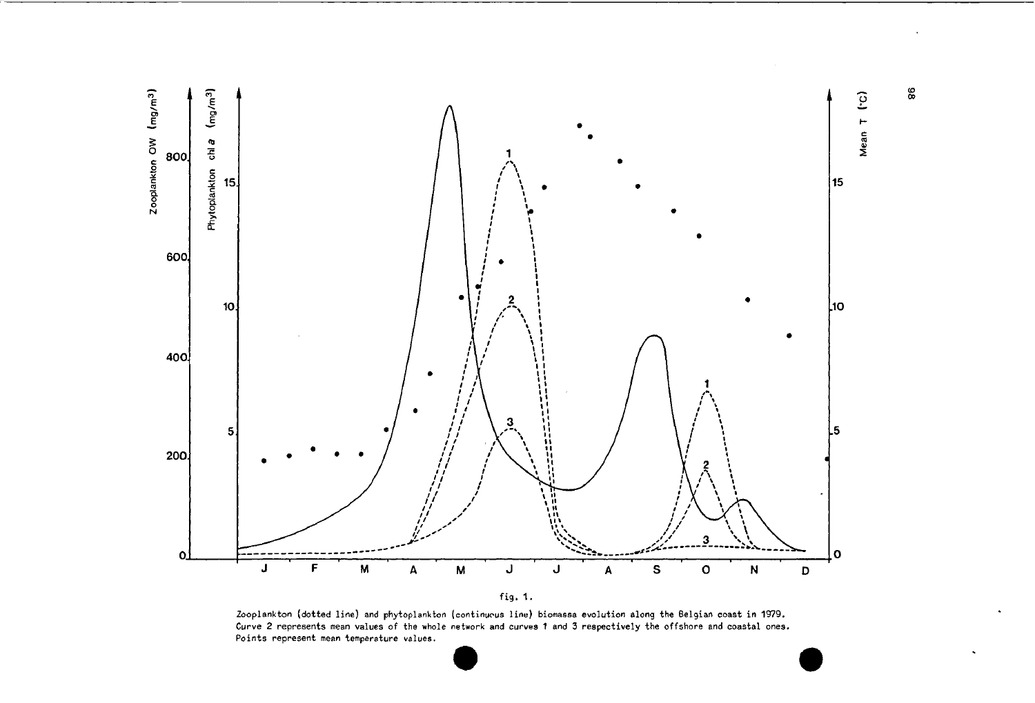fig. 1.

Zooplankton (dotted line) and phytoplankton (continuous line) biomassa evolution along the Belgian coast in 1979. Curve 2 represents mean values of the whole network and curves 1 and 3 respectively the offshore and coastal ones. Points represent mean temperature values.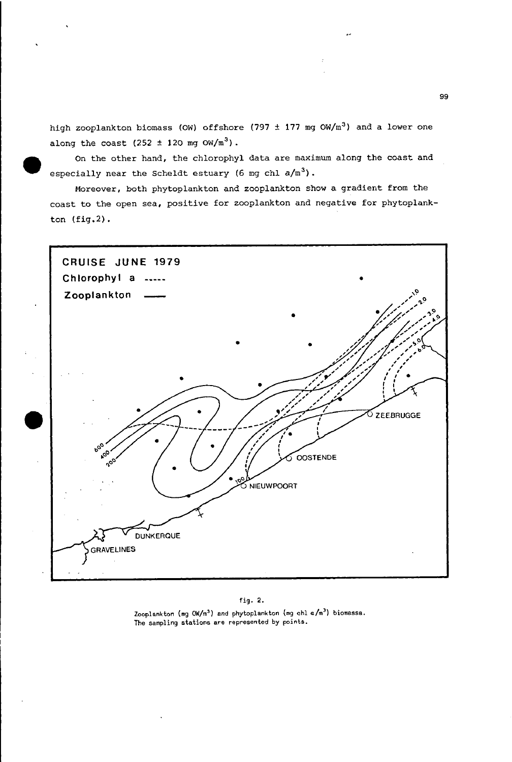high zooplankton biomass (OW) offshore (797 ± 177 mg OW/$m^3$) and a lower one along the coast (252 ± 120 mg OW/$m^3$).

On the other hand, the chlorophyl data are maximum along the coast and especially near the Scheldt estuary (6 mg chl a/$m^3$).

Moreover, both phytoplankton and zooplankton show a gradient from the coast to the open sea, positive for zooplankton and negative for phytoplankton (fig.2).

fig. 2.

Zooplankton (mg OW/$m^3$) and phytoplankton (mg chl a/$m^3$) biomassa. The sampling stations are represented by points.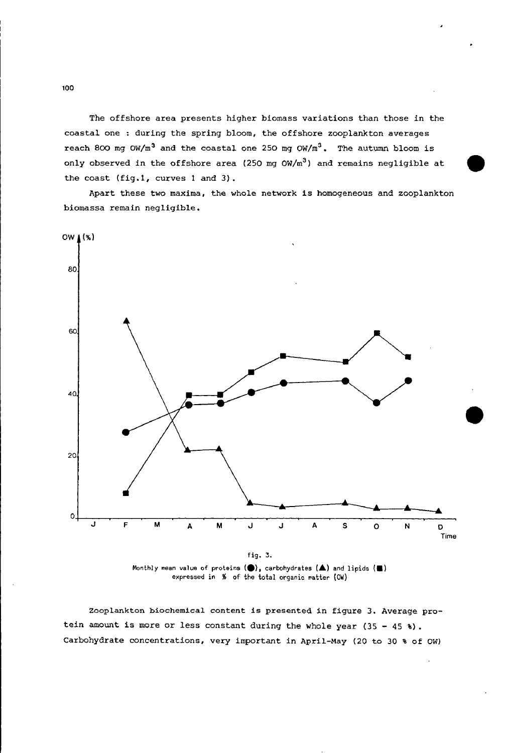The offshore area presents higher biomass variations than those in the coastal one : during the spring bloom, the offshore zooplankton averages reach 800 mg OW/$m^3$ and the coastal one 250 mg OW/$m^3$. The autumn bloom is only observed in the offshore area (250 mg OW/$m^3$) and remains negligible at the coast (fig.1, curves 1 and 3).

Apart these two maxima, the whole network is homogeneous and zooplankton biomassa remain negligible.

fig. 3.
Monthly mean value of proteins (●), carbohydrates (▲) and lipids (■) expressed in % of the total organic matter (OW)

Zooplankton biochemical content is presented in figure 3. Average protein amount is more or less constant during the whole year (35 - 45 %). Carbohydrate concentrations, very important in April-May (20 to 30 % of OW)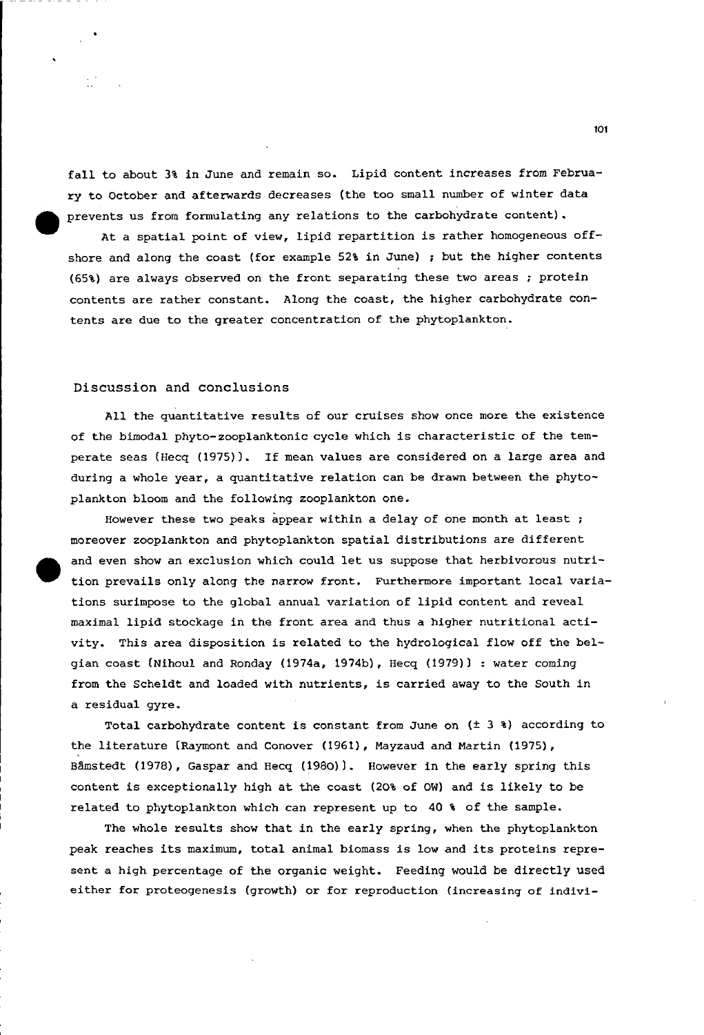fall to about 3% in June and remain so. Lipid content increases from February to October and afterwards decreases (the too small number of winter data prevents us from formulating any relations to the carbohydrate content).

At a spatial point of view, lipid repartition is rather homogeneous offshore and along the coast (for example 52% in June) ; but the higher contents (65%) are always observed on the front separating these two areas ; protein contents are rather constant. Along the coast, the higher carbohydrate contents are due to the greater concentration of the phytoplankton.

## Discussion and conclusions

All the quantitative results of our cruises show once more the existence of the bimodal phyto-zooplanktonic cycle which is characteristic of the temperate seas (Hecq (1975)). If mean values are considered on a large area and during a whole year, a quantitative relation can be drawn between the phytoplankton bloom and the following zooplankton one.

However these two peaks appear within a delay of one month at least ; moreover zooplankton and phytoplankton spatial distributions are different and even show an exclusion which could let us suppose that herbivorous nutrition prevails only along the narrow front. Furthermore important local variations surimpose to the global annual variation of lipid content and reveal maximal lipid stockage in the front area and thus a higher nutritional activity. This area disposition is related to the hydrological flow off the belgian coast (Nihoul and Ronday (1974a, 1974b), Hecq (1979)) : water coming from the Scheldt and loaded with nutrients, is carried away to the South in a residual gyre.

Total carbohydrate content is constant from June on (± 3 %) according to the literature (Raymont and Conover (1961), Mayzaud and Martin (1975), Båmstedt (1978), Gaspar and Hecq (1980)). However in the early spring this content is exceptionally high at the coast (20% of OW) and is likely to be related to phytoplankton which can represent up to 40 % of the sample.

The whole results show that in the early spring, when the phytoplankton peak reaches its maximum, total animal biomass is low and its proteins represent a high percentage of the organic weight. Feeding would be directly used either for proteogenesis (growth) or for reproduction (increasing of indivi-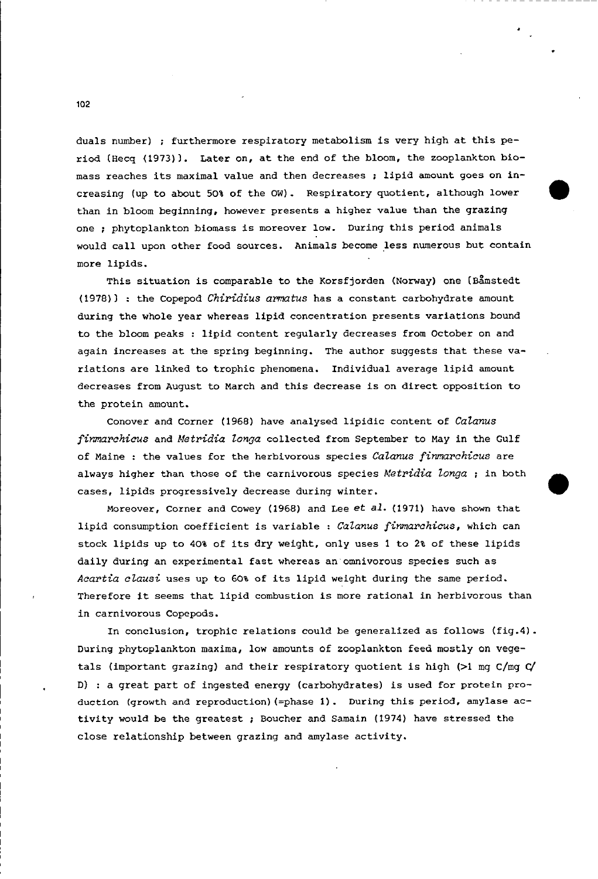duals number) ; furthermore respiratory metabolism is very high at this period (Hecq (1973)). Later on, at the end of the bloom, the zooplankton biomass reaches its maximal value and then decreases ; lipid amount goes on increasing (up to about 50% of the DW). Respiratory quotient, although lower than in bloom beginning, however presents a higher value than the grazing one ; phytoplankton biomass is moreover low. During this period animals would call upon other food sources. Animals become less numerous but contain more lipids.

This situation is comparable to the Korsfjorden (Norway) one (Båmstedt (1978)) : the Copepod *Chiridius armatus* has a constant carbohydrate amount during the whole year whereas lipid concentration presents variations bound to the bloom peaks : lipid content regularly decreases from October on and again increases at the spring beginning. The author suggests that these variations are linked to trophic phenomena. Individual average lipid amount decreases from August to March and this decrease is on direct opposition to the protein amount.

Conover and Corner (1968) have analysed lipidic content of *Calanus finmarchicus* and *Metridia longa* collected from September to May in the Gulf of Maine : the values for the herbivorous species *Calanus finmarchicus* are always higher than those of the carnivorous species *Metridia longa* ; in both cases, lipids progressively decrease during winter.

Moreover, Corner and Cowey (1968) and Lee *et al.* (1971) have shown that lipid consumption coefficient is variable : *Calanus finmarchicus*, which can stock lipids up to 40% of its dry weight, only uses 1 to 2% of these lipids daily during an experimental fast whereas an omnivorous species such as *Acartia clausi* uses up to 60% of its lipid weight during the same period. Therefore it seems that lipid combustion is more rational in herbivorous than in carnivorous Copepods.

In conclusion, trophic relations could be generalized as follows (fig.4). During phytoplankton maxima, low amounts of zooplankton feed mostly on vegetals (important grazing) and their respiratory quotient is high (>1 mg C/mg C/D) : a great part of ingested energy (carbohydrates) is used for protein production (growth and reproduction)(=phase 1). During this period, amylase activity would be the greatest ; Boucher and Samain (1974) have stressed the close relationship between grazing and amylase activity.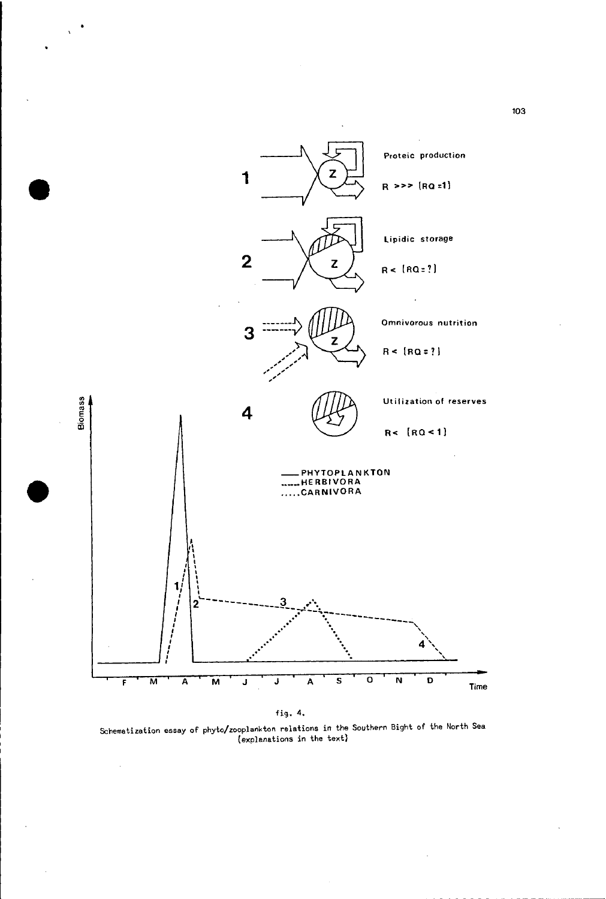1 — Proteic production

R >>> (RQ =1)

2 — Lipidic storage

R < (RQ = ?)

3 — Omnivorous nutrition

R < (RQ = ?)

4 — Utilization of reserves

R < (RQ < 1)

—— PHYTOPLANKTON
------ HERBIVORA
..... CARNIVORA

Biomass

F M A M J J A S O N D Time

fig. 4.

Schematization essay of phyto/zooplankton relations in the Southern Bight of the North Sea (explanations in the text)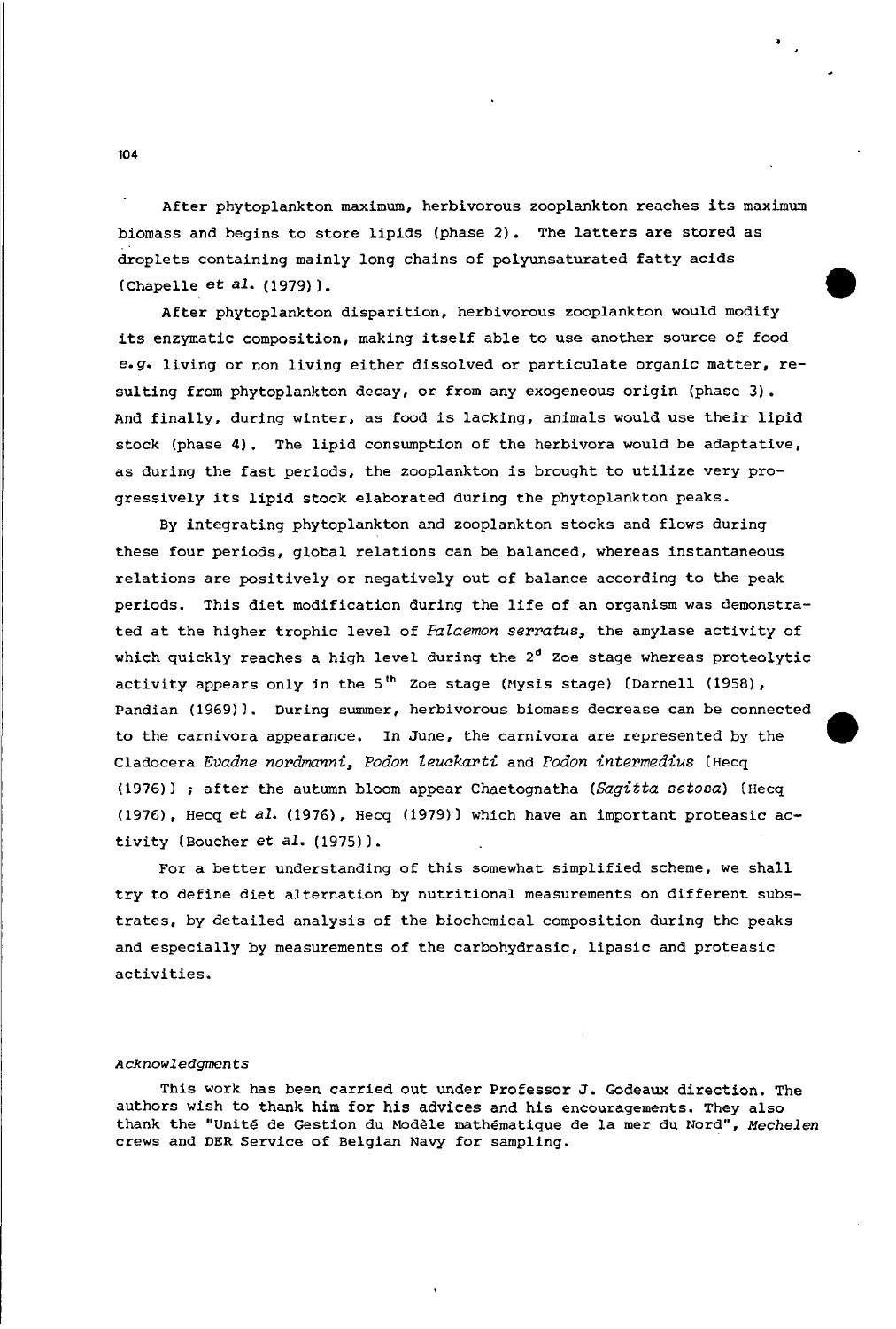After phytoplankton maximum, herbivorous zooplankton reaches its maximum biomass and begins to store lipids (phase 2). The latters are stored as droplets containing mainly long chains of polyunsaturated fatty acids (Chapelle *et al.* (1979)).

After phytoplankton disparition, herbivorous zooplankton would modify its enzymatic composition, making itself able to use another source of food *e.g.* living or non living either dissolved or particulate organic matter, resulting from phytoplankton decay, or from any exogeneous origin (phase 3). And finally, during winter, as food is lacking, animals would use their lipid stock (phase 4). The lipid consumption of the herbivora would be adaptative, as during the fast periods, the zooplankton is brought to utilize very progressively its lipid stock elaborated during the phytoplankton peaks.

By integrating phytoplankton and zooplankton stocks and flows during these four periods, global relations can be balanced, whereas instantaneous relations are positively or negatively out of balance according to the peak periods. This diet modification during the life of an organism was demonstrated at the higher trophic level of *Palaemon serratus*, the amylase activity of which quickly reaches a high level during the $2^d$ Zoe stage whereas proteolytic activity appears only in the $5^{th}$ Zoe stage (Mysis stage) (Darnell (1958), Pandian (1969)). During summer, herbivorous biomass decrease can be connected to the carnivora appearance. In June, the carnivora are represented by the Cladocera *Evadne nordmanni*, *Podon leuckarti* and *Podon intermedius* (Hecq (1976)) ; after the autumn bloom appear Chaetognatha (*Sagitta setosa*) (Hecq (1976), Hecq *et al.* (1976), Hecq (1979)) which have an important proteasic activity (Boucher *et al.* (1975)).

For a better understanding of this somewhat simplified scheme, we shall try to define diet alternation by nutritional measurements on different substrates, by detailed analysis of the biochemical composition during the peaks and especially by measurements of the carbohydrasic, lipasic and proteasic activities.

*Acknowledgments*

This work has been carried out under Professor J. Godeaux direction. The authors wish to thank him for his advices and his encouragements. They also thank the "Unité de Gestion du Modèle mathématique de la mer du Nord", *Mechelen* crews and DER Service of Belgian Navy for sampling.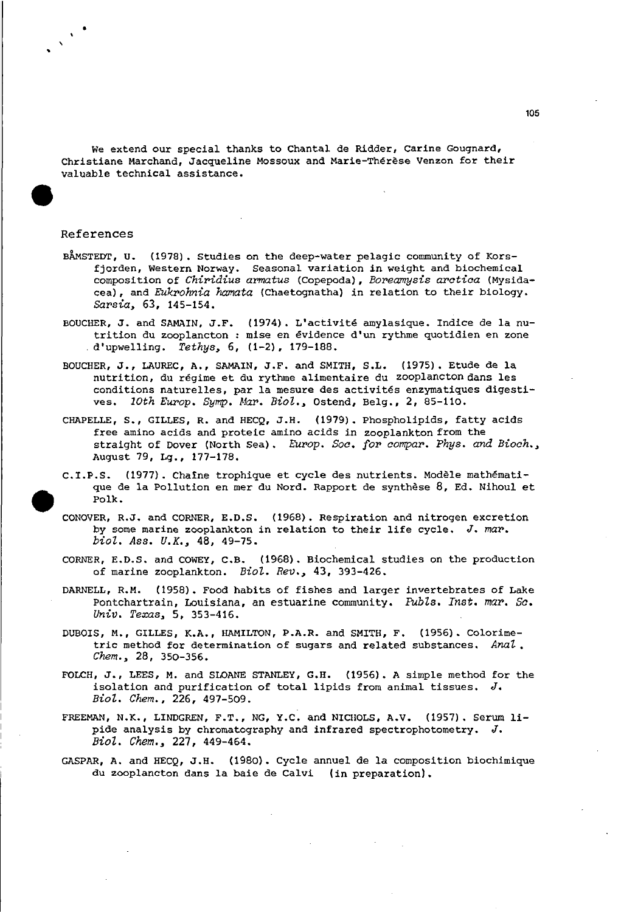We extend our special thanks to Chantal de Ridder, Carine Gougnard, Christiane Marchand, Jacqueline Mossoux and Marie-Thérèse Venzon for their valuable technical assistance.

## References

BÅMSTEDT, U. (1978). Studies on the deep-water pelagic community of Korsfjorden, Western Norway. Seasonal variation in weight and biochemical composition of *Chiridius armatus* (Copepoda), *Boreamysis arctica* (Mysidacea), and *Eukrohnia hamata* (Chaetognatha) in relation to their biology. *Sarsia*, 63, 145-154.

BOUCHER, J. and SAMAIN, J.F. (1974). L'activité amylasique. Indice de la nutrition du zooplancton : mise en évidence d'un rythme quotidien en zone d'upwelling. *Tethys*, 6, (1-2), 179-188.

BOUCHER, J., LAUREC, A., SAMAIN, J.F. and SMITH, S.L. (1975). Etude de la nutrition, du régime et du rythme alimentaire du zooplancton dans les conditions naturelles, par la mesure des activités enzymatiques digestives. *10th Europ. Symp. Mar. Biol.*, Ostend, Belg., 2, 85-110.

CHAPELLE, S., GILLES, R. and HECQ, J.H. (1979). Phospholipids, fatty acids free amino acids and proteic amino acids in zooplankton from the straight of Dover (North Sea). *Europ. Soc. for compar. Phys. and Bioch.*, August 79, Lg., 177-178.

C.I.P.S. (1977). Chaîne trophique et cycle des nutrients. Modèle mathématique de la Pollution en mer du Nord. Rapport de synthèse 8, Ed. Nihoul et Polk.

CONOVER, R.J. and CORNER, E.D.S. (1968). Respiration and nitrogen excretion by some marine zooplankton in relation to their life cycle. *J. mar. biol. Ass. U.K.*, 48, 49-75.

CORNER, E.D.S. and COWEY, C.B. (1968). Biochemical studies on the production of marine zooplankton. *Biol. Rev.*, 43, 393-426.

DARNELL, R.M. (1958). Food habits of fishes and larger invertebrates of Lake Pontchartrain, Louisiana, an estuarine community. *Publs. Inst. mar. Sc. Univ. Texas*, 5, 353-416.

DUBOIS, M., GILLES, K.A., HAMILTON, P.A.R. and SMITH, F. (1956). Colorimetric method for determination of sugars and related substances. *Anal. Chem.*, 28, 350-356.

FOLCH, J., LEES, M. and SLOANE STANLEY, G.H. (1956). A simple method for the isolation and purification of total lipids from animal tissues. *J. Biol. Chem.*, 226, 497-509.

FREEMAN, N.K., LINDGREN, F.T., NG, Y.C. and NICHOLS, A.V. (1957). Serum lipide analysis by chromatography and infrared spectrophotometry. *J. Biol. Chem.*, 227, 449-464.

GASPAR, A. and HECQ, J.H. (1980). Cycle annuel de la composition biochimique du zooplancton dans la baie de Calvi (in preparation).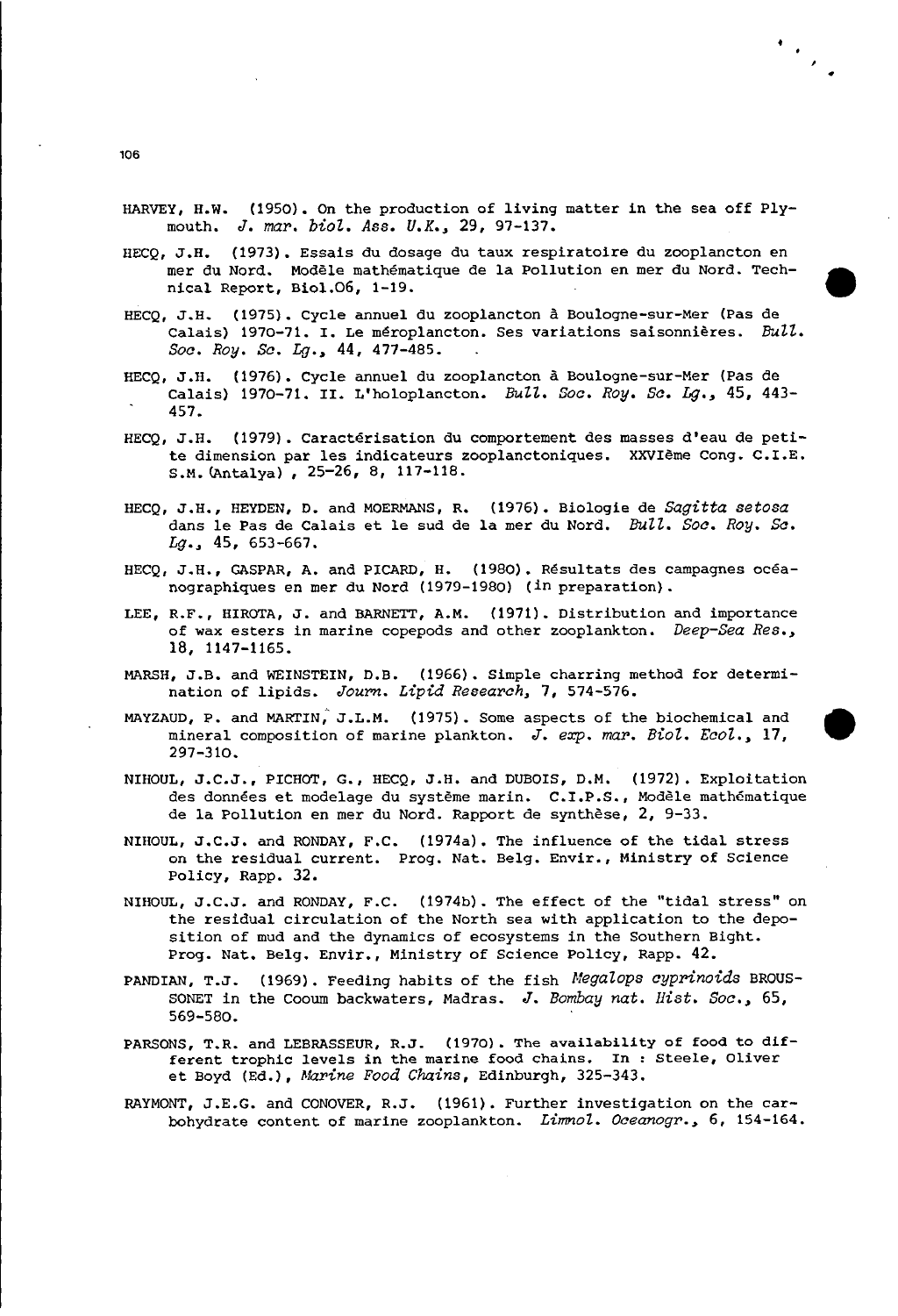HARVEY, H.W. (1950). On the production of living matter in the sea off Plymouth. *J. mar. biol. Ass. U.K.*, 29, 97-137.

HECQ, J.H. (1973). Essais du dosage du taux respiratoire du zooplancton en mer du Nord. Modèle mathématique de la Pollution en mer du Nord. Technical Report, Biol.06, 1-19.

HECQ, J.H. (1975). Cycle annuel du zooplancton à Boulogne-sur-Mer (Pas de Calais) 1970-71. I. Le méroplancton. Ses variations saisonnières. *Bull. Soc. Roy. Sc. Lg.*, 44, 477-485.

HECQ, J.H. (1976). Cycle annuel du zooplancton à Boulogne-sur-Mer (Pas de Calais) 1970-71. II. L'holoplancton. *Bull. Soc. Roy. Sc. Lg.*, 45, 443-457.

HECQ, J.H. (1979). Caractérisation du comportement des masses d'eau de petite dimension par les indicateurs zooplanctoniques. XXVIème Cong. C.I.E.S.M. (Antalya), 25-26, 8, 117-118.

HECQ, J.H., HEYDEN, D. and MOERMANS, R. (1976). Biologie de *Sagitta setosa* dans le Pas de Calais et le sud de la mer du Nord. *Bull. Soc. Roy. Sc. Lg.*, 45, 653-667.

HECQ, J.H., GASPAR, A. and PICARD, H. (1980). Résultats des campagnes océanographiques en mer du Nord (1979-1980) (in preparation).

LEE, R.F., HIROTA, J. and BARNETT, A.M. (1971). Distribution and importance of wax esters in marine copepods and other zooplankton. *Deep-Sea Res.*, 18, 1147-1165.

MARSH, J.B. and WEINSTEIN, D.B. (1966). Simple charring method for determination of lipids. *Journ. Lipid Research*, 7, 574-576.

MAYZAUD, P. and MARTIN, J.L.M. (1975). Some aspects of the biochemical and mineral composition of marine plankton. *J. exp. mar. Biol. Ecol.*, 17, 297-310.

NIHOUL, J.C.J., PICHOT, G., HECQ, J.H. and DUBOIS, D.M. (1972). Exploitation des données et modelage du système marin. C.I.P.S., Modèle mathématique de la Pollution en mer du Nord. Rapport de synthèse, 2, 9-33.

NIHOUL, J.C.J. and RONDAY, F.C. (1974a). The influence of the tidal stress on the residual current. Prog. Nat. Belg. Envir., Ministry of Science Policy, Rapp. 32.

NIHOUL, J.C.J. and RONDAY, F.C. (1974b). The effect of the "tidal stress" on the residual circulation of the North sea with application to the deposition of mud and the dynamics of ecosystems in the Southern Bight. Prog. Nat. Belg. Envir., Ministry of Science Policy, Rapp. 42.

PANDIAN, T.J. (1969). Feeding habits of the fish *Megalops cyprinoids* BROUSSONET in the Cooum backwaters, Madras. *J. Bombay nat. Hist. Soc.*, 65, 569-580.

PARSONS, T.R. and LEBRASSEUR, R.J. (1970). The availability of food to different trophic levels in the marine food chains. In : Steele, Oliver et Boyd (Ed.), *Marine Food Chains*, Edinburgh, 325-343.

RAYMONT, J.E.G. and CONOVER, R.J. (1961). Further investigation on the carbohydrate content of marine zooplankton. *Limnol. Oceanogr.*, 6, 154-164.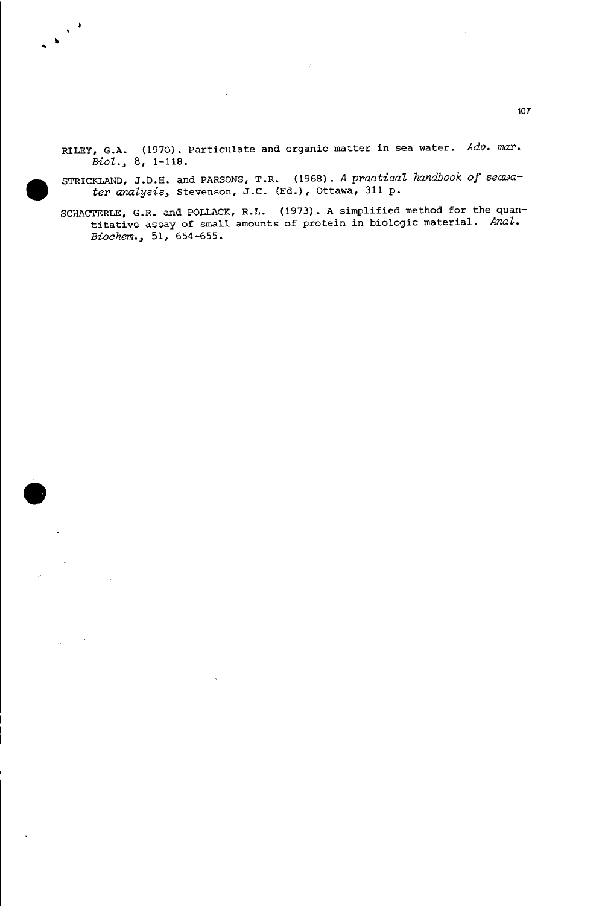RILEY, G.A. (1970). Particulate and organic matter in sea water. *Adv. mar. Biol.*, 8, 1-118.

STRICKLAND, J.D.H. and PARSONS, T.R. (1968). *A practical handbook of seawater analysis*, Stevenson, J.C. (Ed.), Ottawa, 311 p.

SCHACTERLE, G.R. and POLLACK, R.L. (1973). A simplified method for the quantitative assay of small amounts of protein in biologic material. *Anal. Biochem.*, 51, 654-655.